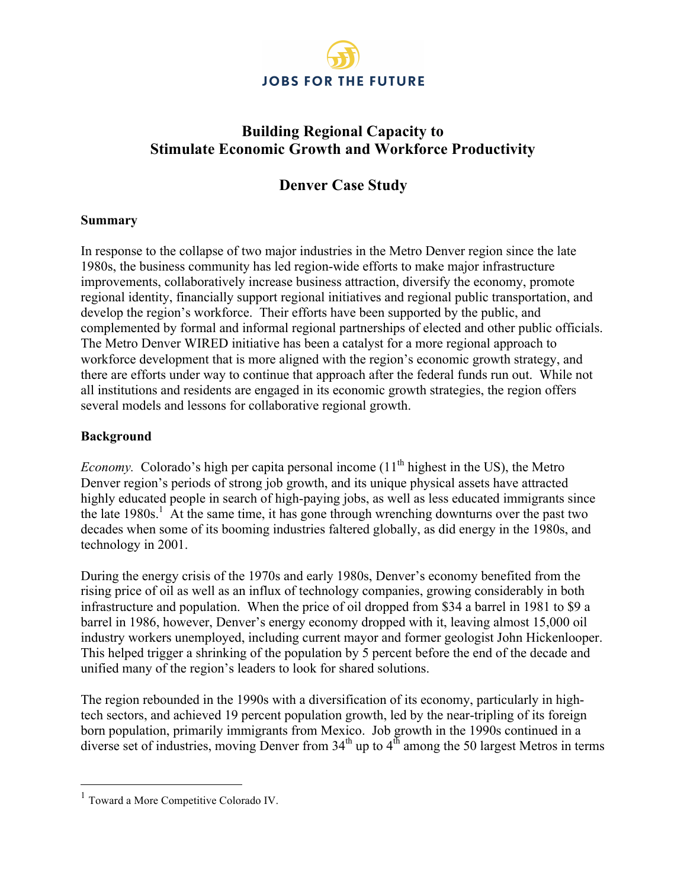JOBS FOR THE FUTURE

# Building Regional Capacity to Stimulate Economic Growth and Workforce Productivity

## Denver Case Study

### Summary

In response to the collapse of two major industries in the Metro Denver region since the late 1980s, the business community has led region-wide efforts to make major infrastructure improvements, collaboratively increase business attraction, diversify the economy, promote regional identity, financially support regional initiatives and regional public transportation, and develop the region's workforce. Their efforts have been supported by the public, and complemented by formal and informal regional partnerships of elected and other public officials. The Metro Denver WIRED initiative has been a catalyst for a more regional approach to workforce development that is more aligned with the region's economic growth strategy, and there are efforts under way to continue that approach after the federal funds run out. While not all institutions and residents are engaged in its economic growth strategies, the region offers several models and lessons for collaborative regional growth.

### Background

*Economy.* Colorado's high per capita personal income (11th highest in the US), the Metro Denver region's periods of strong job growth, and its unique physical assets have attracted highly educated people in search of high-paying jobs, as well as less educated immigrants since the late 1980s.[1] At the same time, it has gone through wrenching downturns over the past two decades when some of its booming industries faltered globally, as did energy in the 1980s, and technology in 2001.

During the energy crisis of the 1970s and early 1980s, Denver's economy benefited from the rising price of oil as well as an influx of technology companies, growing considerably in both infrastructure and population. When the price of oil dropped from $34 a barrel in 1981 to $9 a barrel in 1986, however, Denver's energy economy dropped with it, leaving almost 15,000 oil industry workers unemployed, including current mayor and former geologist John Hickenlooper. This helped trigger a shrinking of the population by 5 percent before the end of the decade and unified many of the region's leaders to look for shared solutions.

The region rebounded in the 1990s with a diversification of its economy, particularly in high-tech sectors, and achieved 19 percent population growth, led by the near-tripling of its foreign born population, primarily immigrants from Mexico. Job growth in the 1990s continued in a diverse set of industries, moving Denver from 34th up to 4th among the 50 largest Metros in terms

[1] Toward a More Competitive Colorado IV.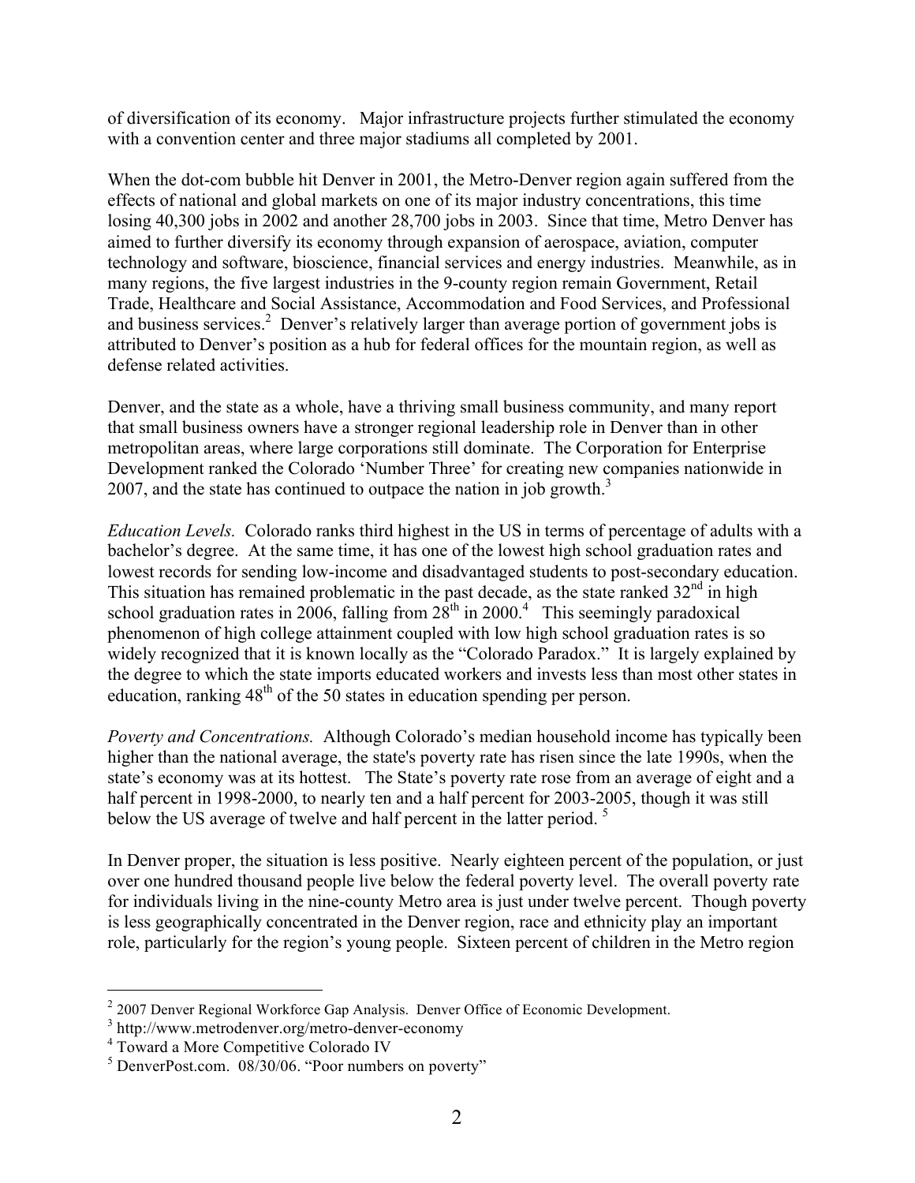of diversification of its economy. Major infrastructure projects further stimulated the economy with a convention center and three major stadiums all completed by 2001.

When the dot-com bubble hit Denver in 2001, the Metro-Denver region again suffered from the effects of national and global markets on one of its major industry concentrations, this time losing 40,300 jobs in 2002 and another 28,700 jobs in 2003. Since that time, Metro Denver has aimed to further diversify its economy through expansion of aerospace, aviation, computer technology and software, bioscience, financial services and energy industries. Meanwhile, as in many regions, the five largest industries in the 9-county region remain Government, Retail Trade, Healthcare and Social Assistance, Accommodation and Food Services, and Professional and business services.[2] Denver's relatively larger than average portion of government jobs is attributed to Denver's position as a hub for federal offices for the mountain region, as well as defense related activities.

Denver, and the state as a whole, have a thriving small business community, and many report that small business owners have a stronger regional leadership role in Denver than in other metropolitan areas, where large corporations still dominate. The Corporation for Enterprise Development ranked the Colorado 'Number Three' for creating new companies nationwide in 2007, and the state has continued to outpace the nation in job growth.[3]

*Education Levels.* Colorado ranks third highest in the US in terms of percentage of adults with a bachelor's degree. At the same time, it has one of the lowest high school graduation rates and lowest records for sending low-income and disadvantaged students to post-secondary education. This situation has remained problematic in the past decade, as the state ranked 32nd in high school graduation rates in 2006, falling from 28th in 2000.[4] This seemingly paradoxical phenomenon of high college attainment coupled with low high school graduation rates is so widely recognized that it is known locally as the "Colorado Paradox." It is largely explained by the degree to which the state imports educated workers and invests less than most other states in education, ranking 48th of the 50 states in education spending per person.

*Poverty and Concentrations.* Although Colorado's median household income has typically been higher than the national average, the state's poverty rate has risen since the late 1990s, when the state's economy was at its hottest. The State's poverty rate rose from an average of eight and a half percent in 1998-2000, to nearly ten and a half percent for 2003-2005, though it was still below the US average of twelve and half percent in the latter period.[5]

In Denver proper, the situation is less positive. Nearly eighteen percent of the population, or just over one hundred thousand people live below the federal poverty level. The overall poverty rate for individuals living in the nine-county Metro area is just under twelve percent. Though poverty is less geographically concentrated in the Denver region, race and ethnicity play an important role, particularly for the region's young people. Sixteen percent of children in the Metro region

---

[2] 2007 Denver Regional Workforce Gap Analysis. Denver Office of Economic Development.

[3] http://www.metrodenver.org/metro-denver-economy

[4] Toward a More Competitive Colorado IV

[5] DenverPost.com. 08/30/06. "Poor numbers on poverty"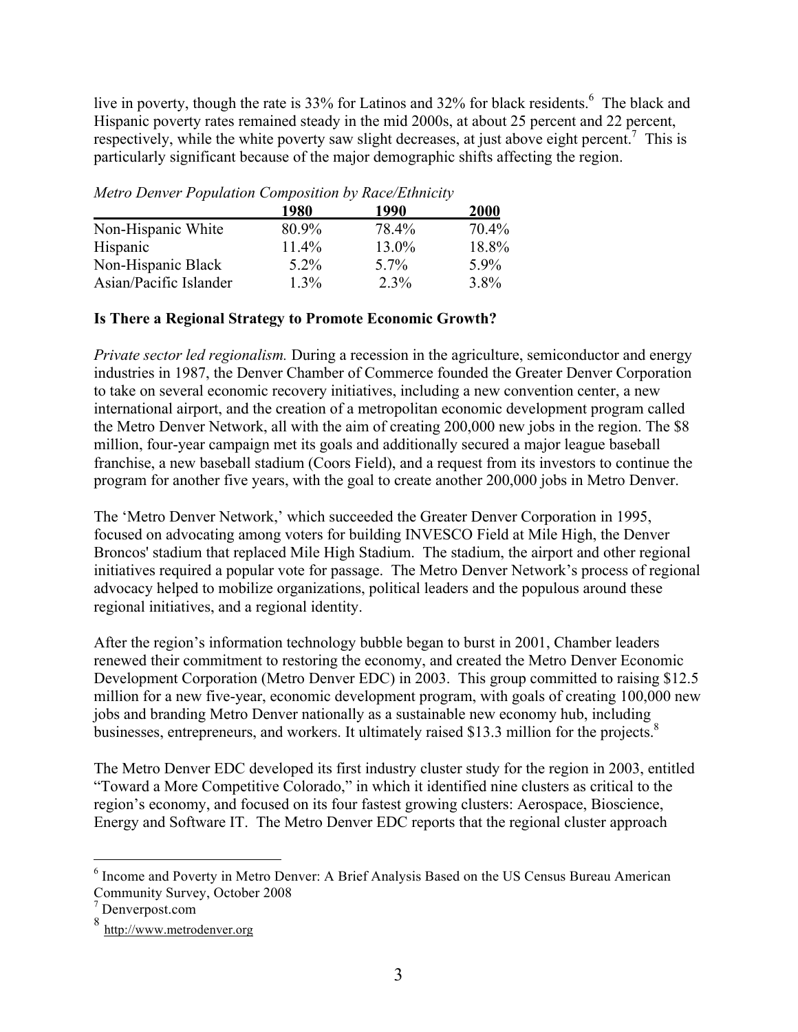live in poverty, though the rate is 33% for Latinos and 32% for black residents.[6] The black and Hispanic poverty rates remained steady in the mid 2000s, at about 25 percent and 22 percent, respectively, while the white poverty saw slight decreases, at just above eight percent.[7] This is particularly significant because of the major demographic shifts affecting the region.

*Metro Denver Population Composition by Race/Ethnicity*

| | 1980 | 1990 | 2000 |
|---|---|---|---|
| Non-Hispanic White | 80.9% | 78.4% | 70.4% |
| Hispanic | 11.4% | 13.0% | 18.8% |
| Non-Hispanic Black | 5.2% | 5.7% | 5.9% |
| Asian/Pacific Islander | 1.3% | 2.3% | 3.8% |

**Is There a Regional Strategy to Promote Economic Growth?**

*Private sector led regionalism.* During a recession in the agriculture, semiconductor and energy industries in 1987, the Denver Chamber of Commerce founded the Greater Denver Corporation to take on several economic recovery initiatives, including a new convention center, a new international airport, and the creation of a metropolitan economic development program called the Metro Denver Network, all with the aim of creating 200,000 new jobs in the region. The $8 million, four-year campaign met its goals and additionally secured a major league baseball franchise, a new baseball stadium (Coors Field), and a request from its investors to continue the program for another five years, with the goal to create another 200,000 jobs in Metro Denver.

The 'Metro Denver Network,' which succeeded the Greater Denver Corporation in 1995, focused on advocating among voters for building INVESCO Field at Mile High, the Denver Broncos' stadium that replaced Mile High Stadium. The stadium, the airport and other regional initiatives required a popular vote for passage. The Metro Denver Network's process of regional advocacy helped to mobilize organizations, political leaders and the populous around these regional initiatives, and a regional identity.

After the region's information technology bubble began to burst in 2001, Chamber leaders renewed their commitment to restoring the economy, and created the Metro Denver Economic Development Corporation (Metro Denver EDC) in 2003. This group committed to raising $12.5 million for a new five-year, economic development program, with goals of creating 100,000 new jobs and branding Metro Denver nationally as a sustainable new economy hub, including businesses, entrepreneurs, and workers. It ultimately raised $13.3 million for the projects.[8]

The Metro Denver EDC developed its first industry cluster study for the region in 2003, entitled "Toward a More Competitive Colorado," in which it identified nine clusters as critical to the region's economy, and focused on its four fastest growing clusters: Aerospace, Bioscience, Energy and Software IT. The Metro Denver EDC reports that the regional cluster approach

---

[6] Income and Poverty in Metro Denver: A Brief Analysis Based on the US Census Bureau American Community Survey, October 2008

[7] Denverpost.com

[8] http://www.metrodenver.org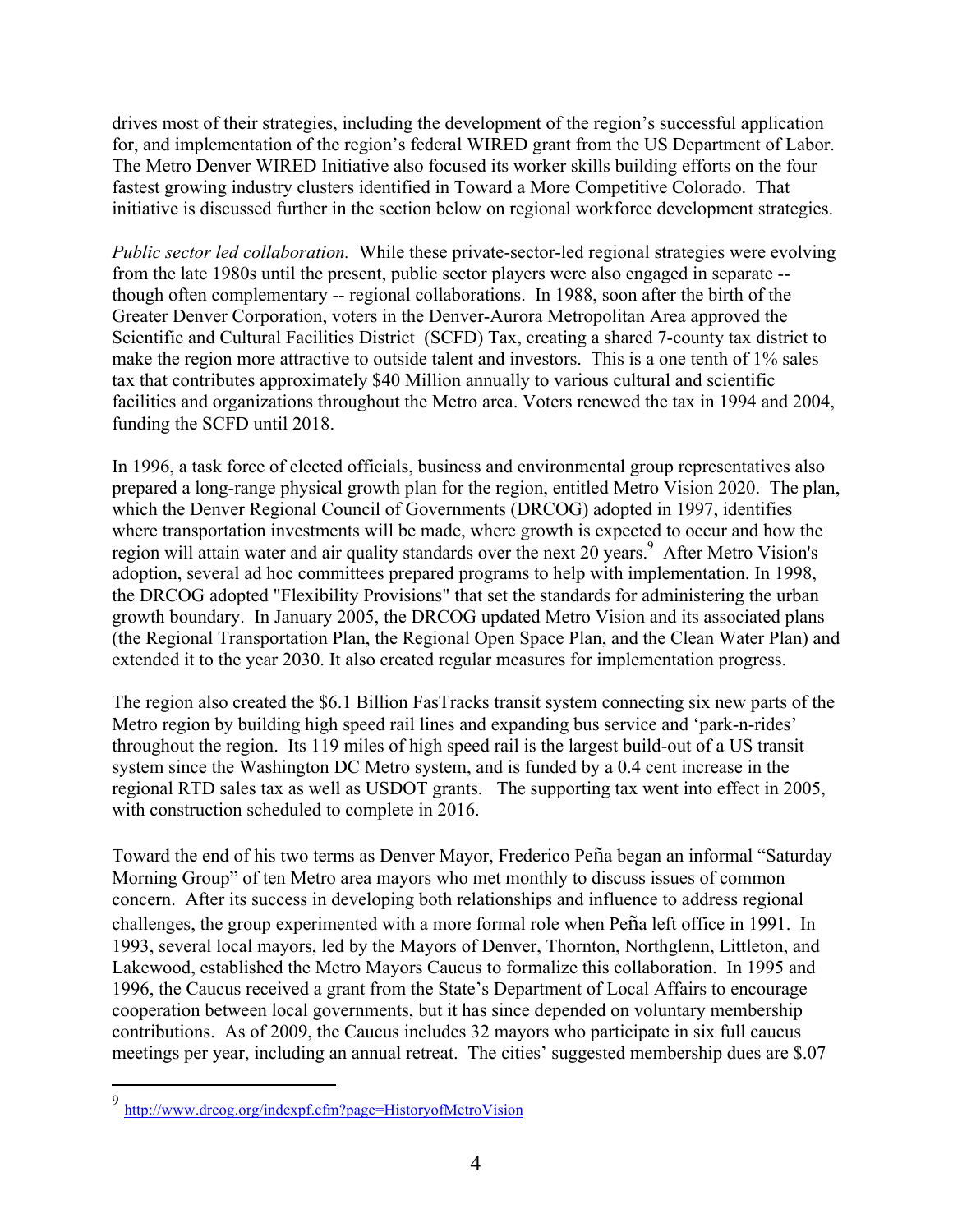drives most of their strategies, including the development of the region's successful application for, and implementation of the region's federal WIRED grant from the US Department of Labor. The Metro Denver WIRED Initiative also focused its worker skills building efforts on the four fastest growing industry clusters identified in Toward a More Competitive Colorado. That initiative is discussed further in the section below on regional workforce development strategies.

*Public sector led collaboration.* While these private-sector-led regional strategies were evolving from the late 1980s until the present, public sector players were also engaged in separate -- though often complementary -- regional collaborations. In 1988, soon after the birth of the Greater Denver Corporation, voters in the Denver-Aurora Metropolitan Area approved the Scientific and Cultural Facilities District (SCFD) Tax, creating a shared 7-county tax district to make the region more attractive to outside talent and investors. This is a one tenth of 1% sales tax that contributes approximately $40 Million annually to various cultural and scientific facilities and organizations throughout the Metro area. Voters renewed the tax in 1994 and 2004, funding the SCFD until 2018.

In 1996, a task force of elected officials, business and environmental group representatives also prepared a long-range physical growth plan for the region, entitled Metro Vision 2020. The plan, which the Denver Regional Council of Governments (DRCOG) adopted in 1997, identifies where transportation investments will be made, where growth is expected to occur and how the region will attain water and air quality standards over the next 20 years.[9] After Metro Vision's adoption, several ad hoc committees prepared programs to help with implementation. In 1998, the DRCOG adopted "Flexibility Provisions" that set the standards for administering the urban growth boundary. In January 2005, the DRCOG updated Metro Vision and its associated plans (the Regional Transportation Plan, the Regional Open Space Plan, and the Clean Water Plan) and extended it to the year 2030. It also created regular measures for implementation progress.

The region also created the $6.1 Billion FasTracks transit system connecting six new parts of the Metro region by building high speed rail lines and expanding bus service and 'park-n-rides' throughout the region. Its 119 miles of high speed rail is the largest build-out of a US transit system since the Washington DC Metro system, and is funded by a 0.4 cent increase in the regional RTD sales tax as well as USDOT grants. The supporting tax went into effect in 2005, with construction scheduled to complete in 2016.

Toward the end of his two terms as Denver Mayor, Frederico Peña began an informal "Saturday Morning Group" of ten Metro area mayors who met monthly to discuss issues of common concern. After its success in developing both relationships and influence to address regional challenges, the group experimented with a more formal role when Peña left office in 1991. In 1993, several local mayors, led by the Mayors of Denver, Thornton, Northglenn, Littleton, and Lakewood, established the Metro Mayors Caucus to formalize this collaboration. In 1995 and 1996, the Caucus received a grant from the State's Department of Local Affairs to encourage cooperation between local governments, but it has since depended on voluntary membership contributions. As of 2009, the Caucus includes 32 mayors who participate in six full caucus meetings per year, including an annual retreat. The cities' suggested membership dues are $.07

---

[9] http://www.drcog.org/indexpf.cfm?page=HistoryofMetroVision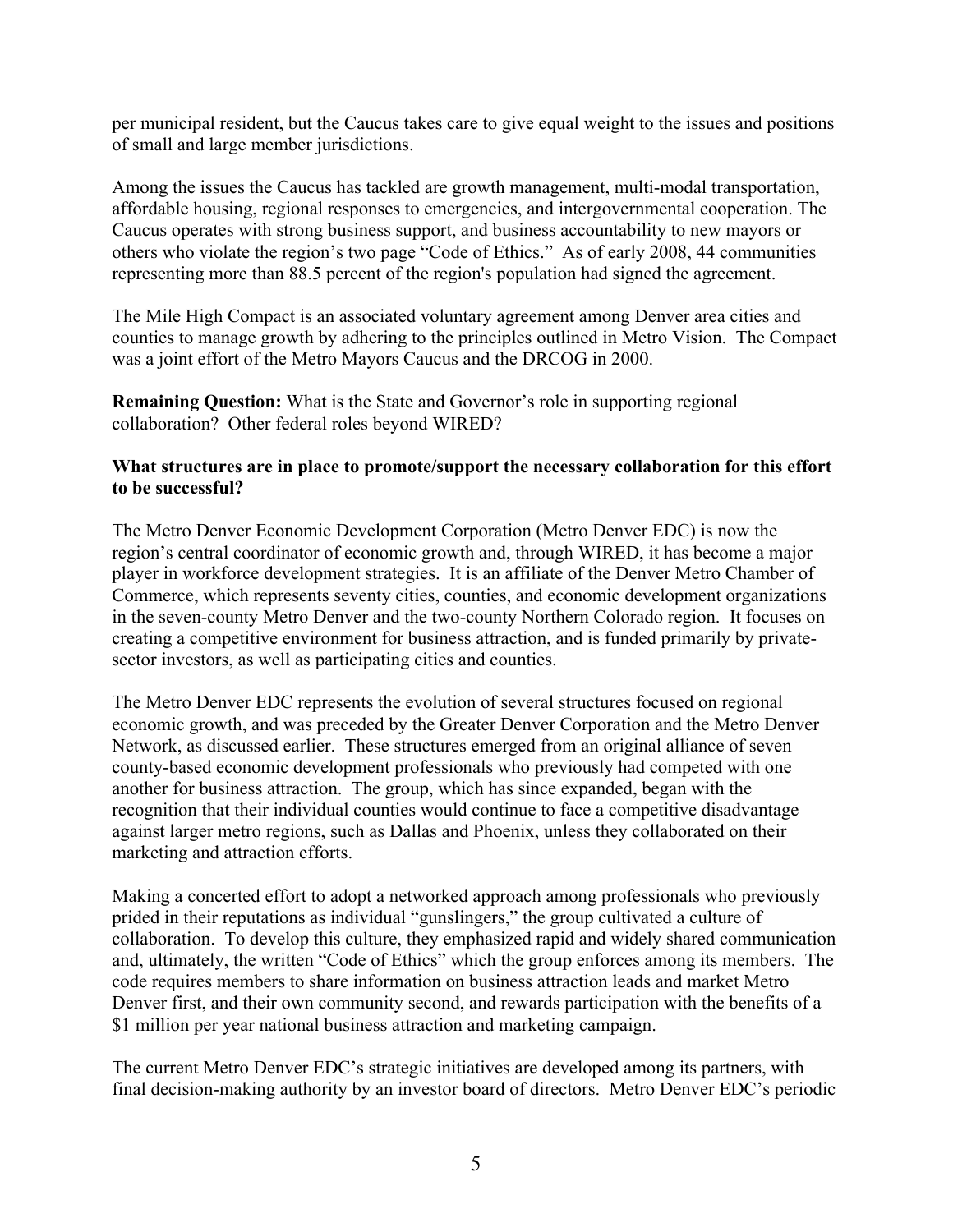per municipal resident, but the Caucus takes care to give equal weight to the issues and positions of small and large member jurisdictions.

Among the issues the Caucus has tackled are growth management, multi-modal transportation, affordable housing, regional responses to emergencies, and intergovernmental cooperation. The Caucus operates with strong business support, and business accountability to new mayors or others who violate the region's two page "Code of Ethics." As of early 2008, 44 communities representing more than 88.5 percent of the region's population had signed the agreement.

The Mile High Compact is an associated voluntary agreement among Denver area cities and counties to manage growth by adhering to the principles outlined in Metro Vision. The Compact was a joint effort of the Metro Mayors Caucus and the DRCOG in 2000.

**Remaining Question:** What is the State and Governor's role in supporting regional collaboration? Other federal roles beyond WIRED?

**What structures are in place to promote/support the necessary collaboration for this effort to be successful?**

The Metro Denver Economic Development Corporation (Metro Denver EDC) is now the region's central coordinator of economic growth and, through WIRED, it has become a major player in workforce development strategies. It is an affiliate of the Denver Metro Chamber of Commerce, which represents seventy cities, counties, and economic development organizations in the seven-county Metro Denver and the two-county Northern Colorado region. It focuses on creating a competitive environment for business attraction, and is funded primarily by private-sector investors, as well as participating cities and counties.

The Metro Denver EDC represents the evolution of several structures focused on regional economic growth, and was preceded by the Greater Denver Corporation and the Metro Denver Network, as discussed earlier. These structures emerged from an original alliance of seven county-based economic development professionals who previously had competed with one another for business attraction. The group, which has since expanded, began with the recognition that their individual counties would continue to face a competitive disadvantage against larger metro regions, such as Dallas and Phoenix, unless they collaborated on their marketing and attraction efforts.

Making a concerted effort to adopt a networked approach among professionals who previously prided in their reputations as individual "gunslingers," the group cultivated a culture of collaboration. To develop this culture, they emphasized rapid and widely shared communication and, ultimately, the written "Code of Ethics" which the group enforces among its members. The code requires members to share information on business attraction leads and market Metro Denver first, and their own community second, and rewards participation with the benefits of a $1 million per year national business attraction and marketing campaign.

The current Metro Denver EDC's strategic initiatives are developed among its partners, with final decision-making authority by an investor board of directors. Metro Denver EDC's periodic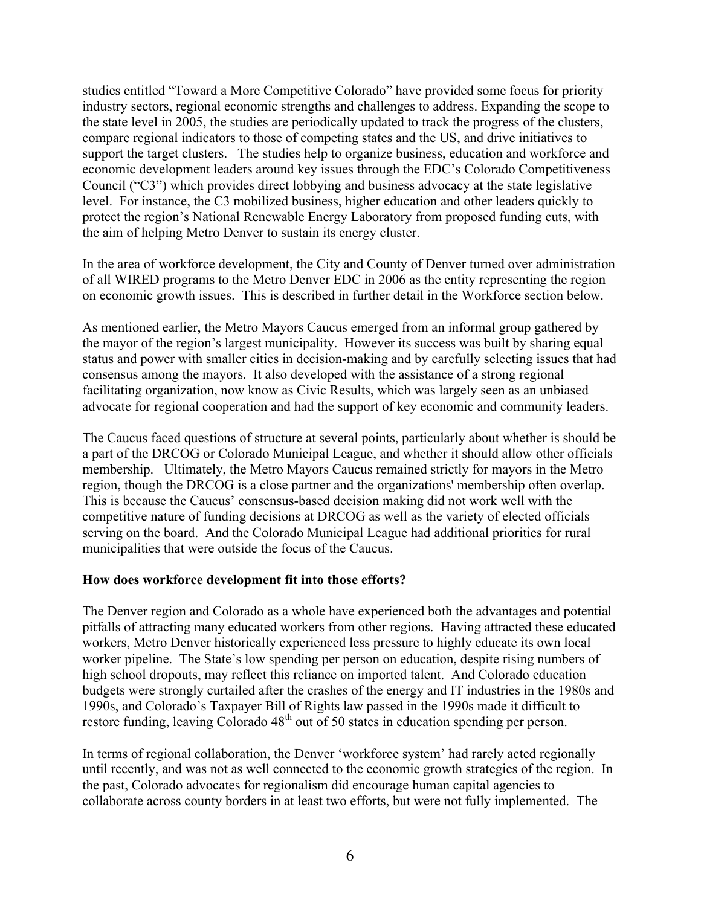studies entitled "Toward a More Competitive Colorado" have provided some focus for priority industry sectors, regional economic strengths and challenges to address. Expanding the scope to the state level in 2005, the studies are periodically updated to track the progress of the clusters, compare regional indicators to those of competing states and the US, and drive initiatives to support the target clusters. The studies help to organize business, education and workforce and economic development leaders around key issues through the EDC's Colorado Competitiveness Council ("C3") which provides direct lobbying and business advocacy at the state legislative level. For instance, the C3 mobilized business, higher education and other leaders quickly to protect the region's National Renewable Energy Laboratory from proposed funding cuts, with the aim of helping Metro Denver to sustain its energy cluster.

In the area of workforce development, the City and County of Denver turned over administration of all WIRED programs to the Metro Denver EDC in 2006 as the entity representing the region on economic growth issues. This is described in further detail in the Workforce section below.

As mentioned earlier, the Metro Mayors Caucus emerged from an informal group gathered by the mayor of the region's largest municipality. However its success was built by sharing equal status and power with smaller cities in decision-making and by carefully selecting issues that had consensus among the mayors. It also developed with the assistance of a strong regional facilitating organization, now know as Civic Results, which was largely seen as an unbiased advocate for regional cooperation and had the support of key economic and community leaders.

The Caucus faced questions of structure at several points, particularly about whether is should be a part of the DRCOG or Colorado Municipal League, and whether it should allow other officials membership. Ultimately, the Metro Mayors Caucus remained strictly for mayors in the Metro region, though the DRCOG is a close partner and the organizations' membership often overlap. This is because the Caucus' consensus-based decision making did not work well with the competitive nature of funding decisions at DRCOG as well as the variety of elected officials serving on the board. And the Colorado Municipal League had additional priorities for rural municipalities that were outside the focus of the Caucus.

**How does workforce development fit into those efforts?**

The Denver region and Colorado as a whole have experienced both the advantages and potential pitfalls of attracting many educated workers from other regions. Having attracted these educated workers, Metro Denver historically experienced less pressure to highly educate its own local worker pipeline. The State's low spending per person on education, despite rising numbers of high school dropouts, may reflect this reliance on imported talent. And Colorado education budgets were strongly curtailed after the crashes of the energy and IT industries in the 1980s and 1990s, and Colorado's Taxpayer Bill of Rights law passed in the 1990s made it difficult to restore funding, leaving Colorado 48th out of 50 states in education spending per person.

In terms of regional collaboration, the Denver 'workforce system' had rarely acted regionally until recently, and was not as well connected to the economic growth strategies of the region. In the past, Colorado advocates for regionalism did encourage human capital agencies to collaborate across county borders in at least two efforts, but were not fully implemented. The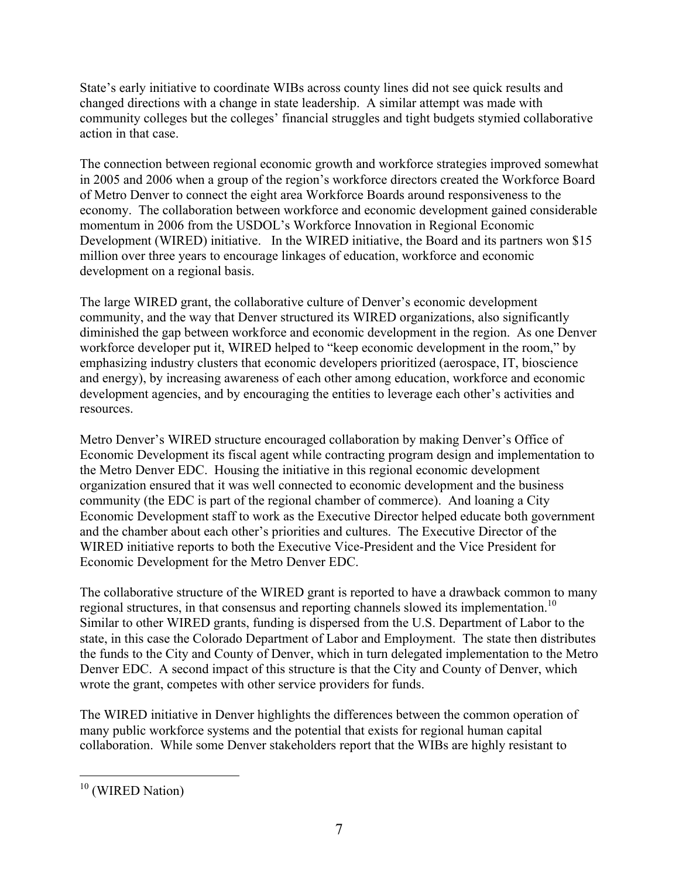State's early initiative to coordinate WIBs across county lines did not see quick results and changed directions with a change in state leadership. A similar attempt was made with community colleges but the colleges' financial struggles and tight budgets stymied collaborative action in that case.

The connection between regional economic growth and workforce strategies improved somewhat in 2005 and 2006 when a group of the region's workforce directors created the Workforce Board of Metro Denver to connect the eight area Workforce Boards around responsiveness to the economy. The collaboration between workforce and economic development gained considerable momentum in 2006 from the USDOL's Workforce Innovation in Regional Economic Development (WIRED) initiative. In the WIRED initiative, the Board and its partners won $15 million over three years to encourage linkages of education, workforce and economic development on a regional basis.

The large WIRED grant, the collaborative culture of Denver's economic development community, and the way that Denver structured its WIRED organizations, also significantly diminished the gap between workforce and economic development in the region. As one Denver workforce developer put it, WIRED helped to "keep economic development in the room," by emphasizing industry clusters that economic developers prioritized (aerospace, IT, bioscience and energy), by increasing awareness of each other among education, workforce and economic development agencies, and by encouraging the entities to leverage each other's activities and resources.

Metro Denver's WIRED structure encouraged collaboration by making Denver's Office of Economic Development its fiscal agent while contracting program design and implementation to the Metro Denver EDC. Housing the initiative in this regional economic development organization ensured that it was well connected to economic development and the business community (the EDC is part of the regional chamber of commerce). And loaning a City Economic Development staff to work as the Executive Director helped educate both government and the chamber about each other's priorities and cultures. The Executive Director of the WIRED initiative reports to both the Executive Vice-President and the Vice President for Economic Development for the Metro Denver EDC.

The collaborative structure of the WIRED grant is reported to have a drawback common to many regional structures, in that consensus and reporting channels slowed its implementation.[10] Similar to other WIRED grants, funding is dispersed from the U.S. Department of Labor to the state, in this case the Colorado Department of Labor and Employment. The state then distributes the funds to the City and County of Denver, which in turn delegated implementation to the Metro Denver EDC. A second impact of this structure is that the City and County of Denver, which wrote the grant, competes with other service providers for funds.

The WIRED initiative in Denver highlights the differences between the common operation of many public workforce systems and the potential that exists for regional human capital collaboration. While some Denver stakeholders report that the WIBs are highly resistant to

[10] (WIRED Nation)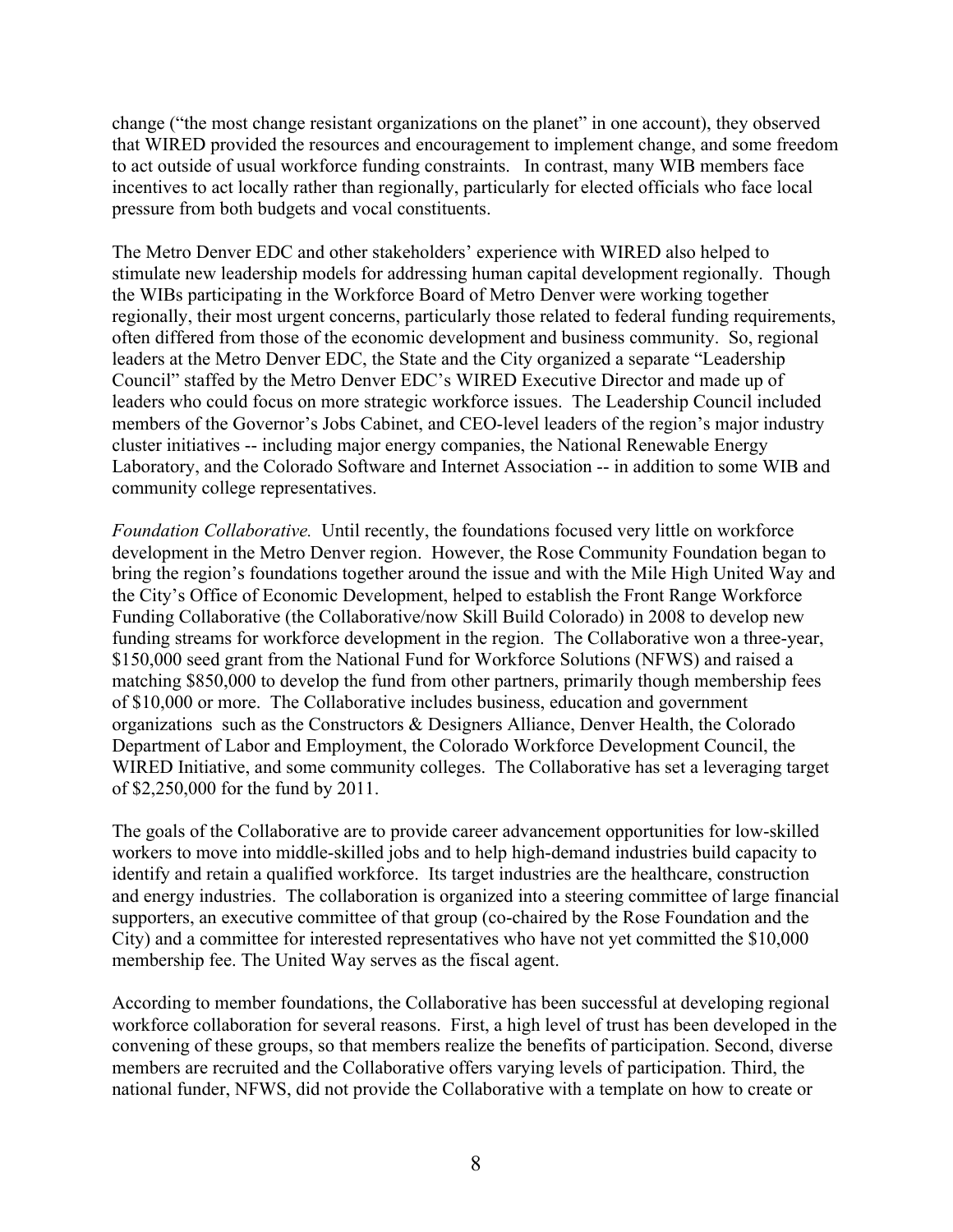change ("the most change resistant organizations on the planet" in one account), they observed that WIRED provided the resources and encouragement to implement change, and some freedom to act outside of usual workforce funding constraints. In contrast, many WIB members face incentives to act locally rather than regionally, particularly for elected officials who face local pressure from both budgets and vocal constituents.

The Metro Denver EDC and other stakeholders' experience with WIRED also helped to stimulate new leadership models for addressing human capital development regionally. Though the WIBs participating in the Workforce Board of Metro Denver were working together regionally, their most urgent concerns, particularly those related to federal funding requirements, often differed from those of the economic development and business community. So, regional leaders at the Metro Denver EDC, the State and the City organized a separate "Leadership Council" staffed by the Metro Denver EDC's WIRED Executive Director and made up of leaders who could focus on more strategic workforce issues. The Leadership Council included members of the Governor's Jobs Cabinet, and CEO-level leaders of the region's major industry cluster initiatives -- including major energy companies, the National Renewable Energy Laboratory, and the Colorado Software and Internet Association -- in addition to some WIB and community college representatives.

*Foundation Collaborative.* Until recently, the foundations focused very little on workforce development in the Metro Denver region. However, the Rose Community Foundation began to bring the region's foundations together around the issue and with the Mile High United Way and the City's Office of Economic Development, helped to establish the Front Range Workforce Funding Collaborative (the Collaborative/now Skill Build Colorado) in 2008 to develop new funding streams for workforce development in the region. The Collaborative won a three-year, \$150,000 seed grant from the National Fund for Workforce Solutions (NFWS) and raised a matching \$850,000 to develop the fund from other partners, primarily though membership fees of \$10,000 or more. The Collaborative includes business, education and government organizations such as the Constructors & Designers Alliance, Denver Health, the Colorado Department of Labor and Employment, the Colorado Workforce Development Council, the WIRED Initiative, and some community colleges. The Collaborative has set a leveraging target of \$2,250,000 for the fund by 2011.

The goals of the Collaborative are to provide career advancement opportunities for low-skilled workers to move into middle-skilled jobs and to help high-demand industries build capacity to identify and retain a qualified workforce. Its target industries are the healthcare, construction and energy industries. The collaboration is organized into a steering committee of large financial supporters, an executive committee of that group (co-chaired by the Rose Foundation and the City) and a committee for interested representatives who have not yet committed the \$10,000 membership fee. The United Way serves as the fiscal agent.

According to member foundations, the Collaborative has been successful at developing regional workforce collaboration for several reasons. First, a high level of trust has been developed in the convening of these groups, so that members realize the benefits of participation. Second, diverse members are recruited and the Collaborative offers varying levels of participation. Third, the national funder, NFWS, did not provide the Collaborative with a template on how to create or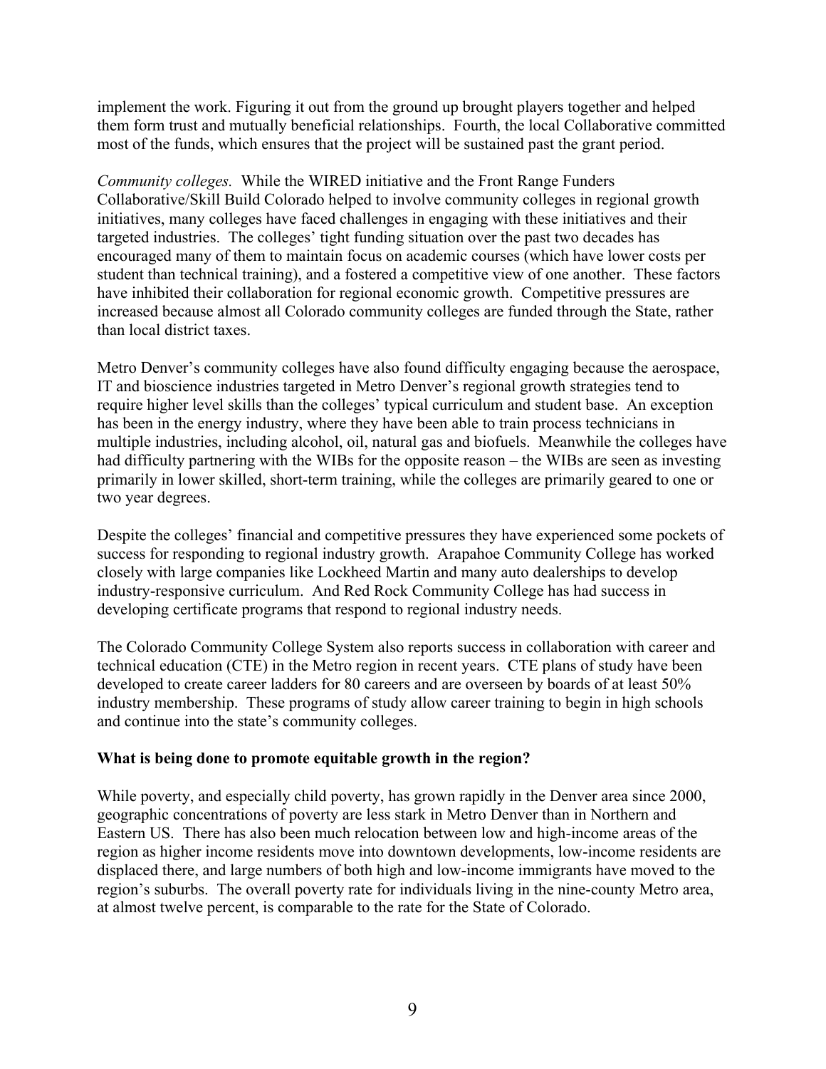implement the work. Figuring it out from the ground up brought players together and helped them form trust and mutually beneficial relationships. Fourth, the local Collaborative committed most of the funds, which ensures that the project will be sustained past the grant period.

*Community colleges.* While the WIRED initiative and the Front Range Funders Collaborative/Skill Build Colorado helped to involve community colleges in regional growth initiatives, many colleges have faced challenges in engaging with these initiatives and their targeted industries. The colleges' tight funding situation over the past two decades has encouraged many of them to maintain focus on academic courses (which have lower costs per student than technical training), and a fostered a competitive view of one another. These factors have inhibited their collaboration for regional economic growth. Competitive pressures are increased because almost all Colorado community colleges are funded through the State, rather than local district taxes.

Metro Denver's community colleges have also found difficulty engaging because the aerospace, IT and bioscience industries targeted in Metro Denver's regional growth strategies tend to require higher level skills than the colleges' typical curriculum and student base. An exception has been in the energy industry, where they have been able to train process technicians in multiple industries, including alcohol, oil, natural gas and biofuels. Meanwhile the colleges have had difficulty partnering with the WIBs for the opposite reason – the WIBs are seen as investing primarily in lower skilled, short-term training, while the colleges are primarily geared to one or two year degrees.

Despite the colleges' financial and competitive pressures they have experienced some pockets of success for responding to regional industry growth. Arapahoe Community College has worked closely with large companies like Lockheed Martin and many auto dealerships to develop industry-responsive curriculum. And Red Rock Community College has had success in developing certificate programs that respond to regional industry needs.

The Colorado Community College System also reports success in collaboration with career and technical education (CTE) in the Metro region in recent years. CTE plans of study have been developed to create career ladders for 80 careers and are overseen by boards of at least 50% industry membership. These programs of study allow career training to begin in high schools and continue into the state's community colleges.

**What is being done to promote equitable growth in the region?**

While poverty, and especially child poverty, has grown rapidly in the Denver area since 2000, geographic concentrations of poverty are less stark in Metro Denver than in Northern and Eastern US. There has also been much relocation between low and high-income areas of the region as higher income residents move into downtown developments, low-income residents are displaced there, and large numbers of both high and low-income immigrants have moved to the region's suburbs. The overall poverty rate for individuals living in the nine-county Metro area, at almost twelve percent, is comparable to the rate for the State of Colorado.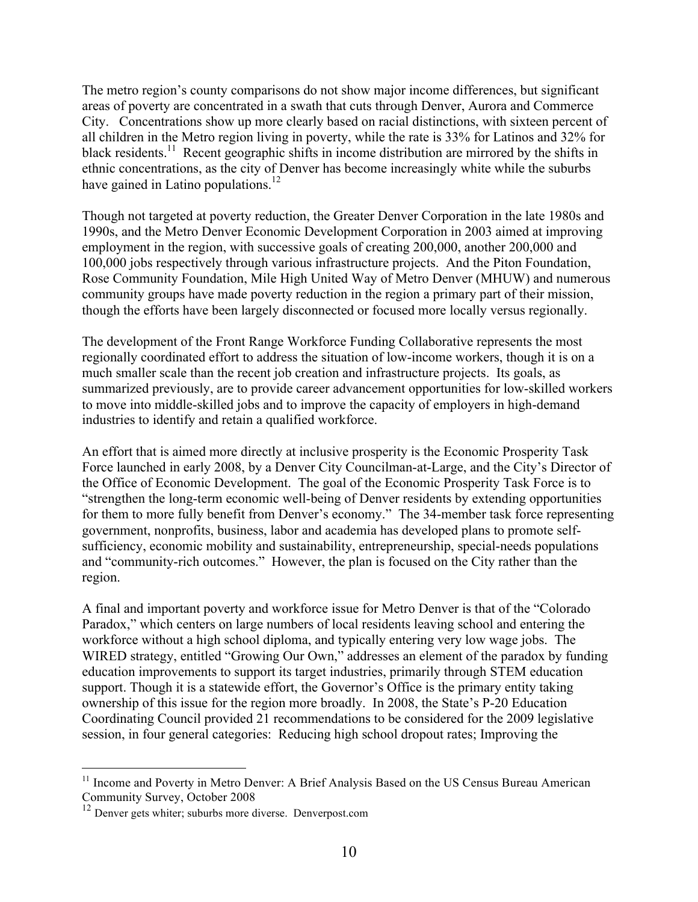The metro region's county comparisons do not show major income differences, but significant areas of poverty are concentrated in a swath that cuts through Denver, Aurora and Commerce City. Concentrations show up more clearly based on racial distinctions, with sixteen percent of all children in the Metro region living in poverty, while the rate is 33% for Latinos and 32% for black residents.[11] Recent geographic shifts in income distribution are mirrored by the shifts in ethnic concentrations, as the city of Denver has become increasingly white while the suburbs have gained in Latino populations.[12]

Though not targeted at poverty reduction, the Greater Denver Corporation in the late 1980s and 1990s, and the Metro Denver Economic Development Corporation in 2003 aimed at improving employment in the region, with successive goals of creating 200,000, another 200,000 and 100,000 jobs respectively through various infrastructure projects. And the Piton Foundation, Rose Community Foundation, Mile High United Way of Metro Denver (MHUW) and numerous community groups have made poverty reduction in the region a primary part of their mission, though the efforts have been largely disconnected or focused more locally versus regionally.

The development of the Front Range Workforce Funding Collaborative represents the most regionally coordinated effort to address the situation of low-income workers, though it is on a much smaller scale than the recent job creation and infrastructure projects. Its goals, as summarized previously, are to provide career advancement opportunities for low-skilled workers to move into middle-skilled jobs and to improve the capacity of employers in high-demand industries to identify and retain a qualified workforce.

An effort that is aimed more directly at inclusive prosperity is the Economic Prosperity Task Force launched in early 2008, by a Denver City Councilman-at-Large, and the City's Director of the Office of Economic Development. The goal of the Economic Prosperity Task Force is to "strengthen the long-term economic well-being of Denver residents by extending opportunities for them to more fully benefit from Denver's economy." The 34-member task force representing government, nonprofits, business, labor and academia has developed plans to promote self-sufficiency, economic mobility and sustainability, entrepreneurship, special-needs populations and "community-rich outcomes." However, the plan is focused on the City rather than the region.

A final and important poverty and workforce issue for Metro Denver is that of the "Colorado Paradox," which centers on large numbers of local residents leaving school and entering the workforce without a high school diploma, and typically entering very low wage jobs. The WIRED strategy, entitled "Growing Our Own," addresses an element of the paradox by funding education improvements to support its target industries, primarily through STEM education support. Though it is a statewide effort, the Governor's Office is the primary entity taking ownership of this issue for the region more broadly. In 2008, the State's P-20 Education Coordinating Council provided 21 recommendations to be considered for the 2009 legislative session, in four general categories: Reducing high school dropout rates; Improving the

---

[11] Income and Poverty in Metro Denver: A Brief Analysis Based on the US Census Bureau American Community Survey, October 2008

[12] Denver gets whiter; suburbs more diverse. Denverpost.com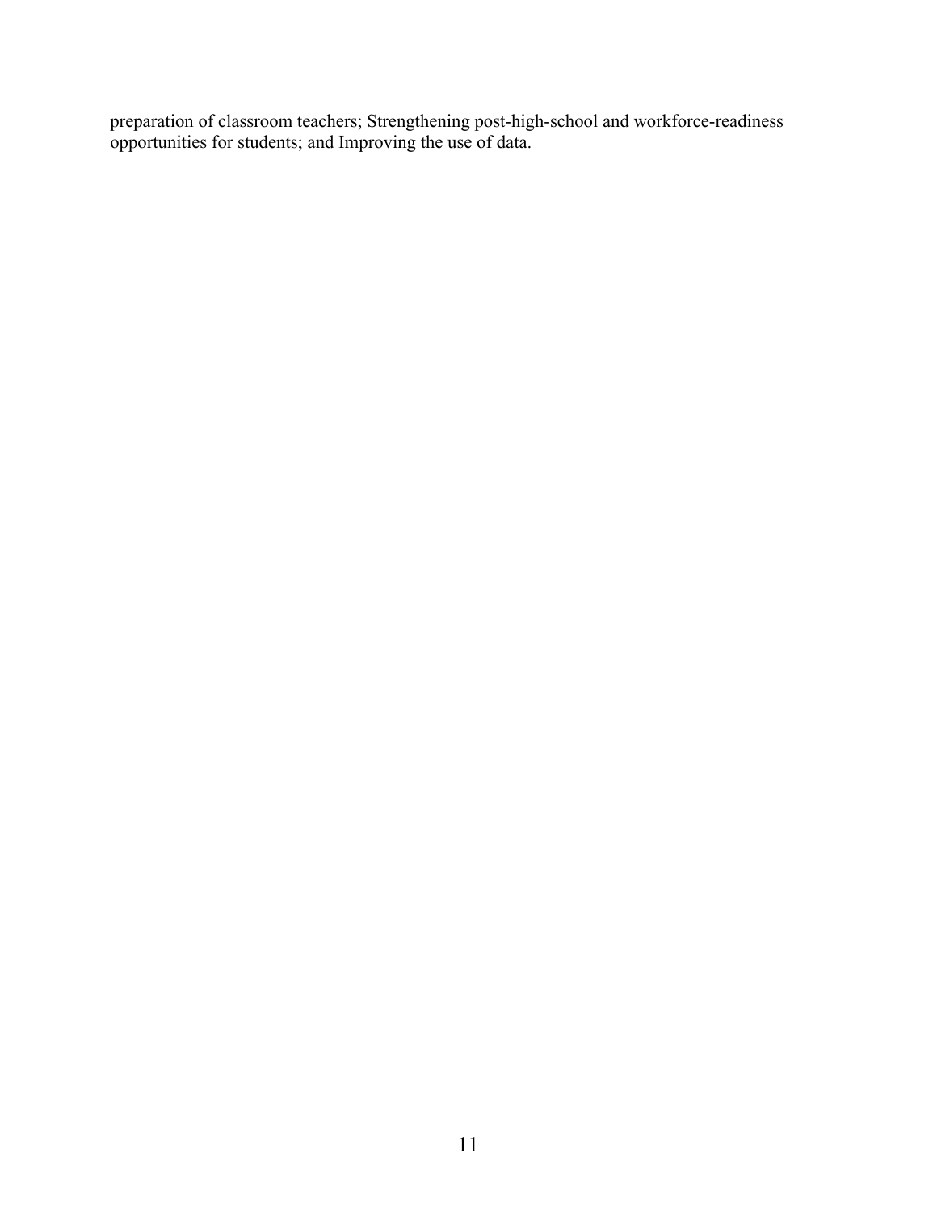preparation of classroom teachers; Strengthening post-high-school and workforce-readiness opportunities for students; and Improving the use of data.